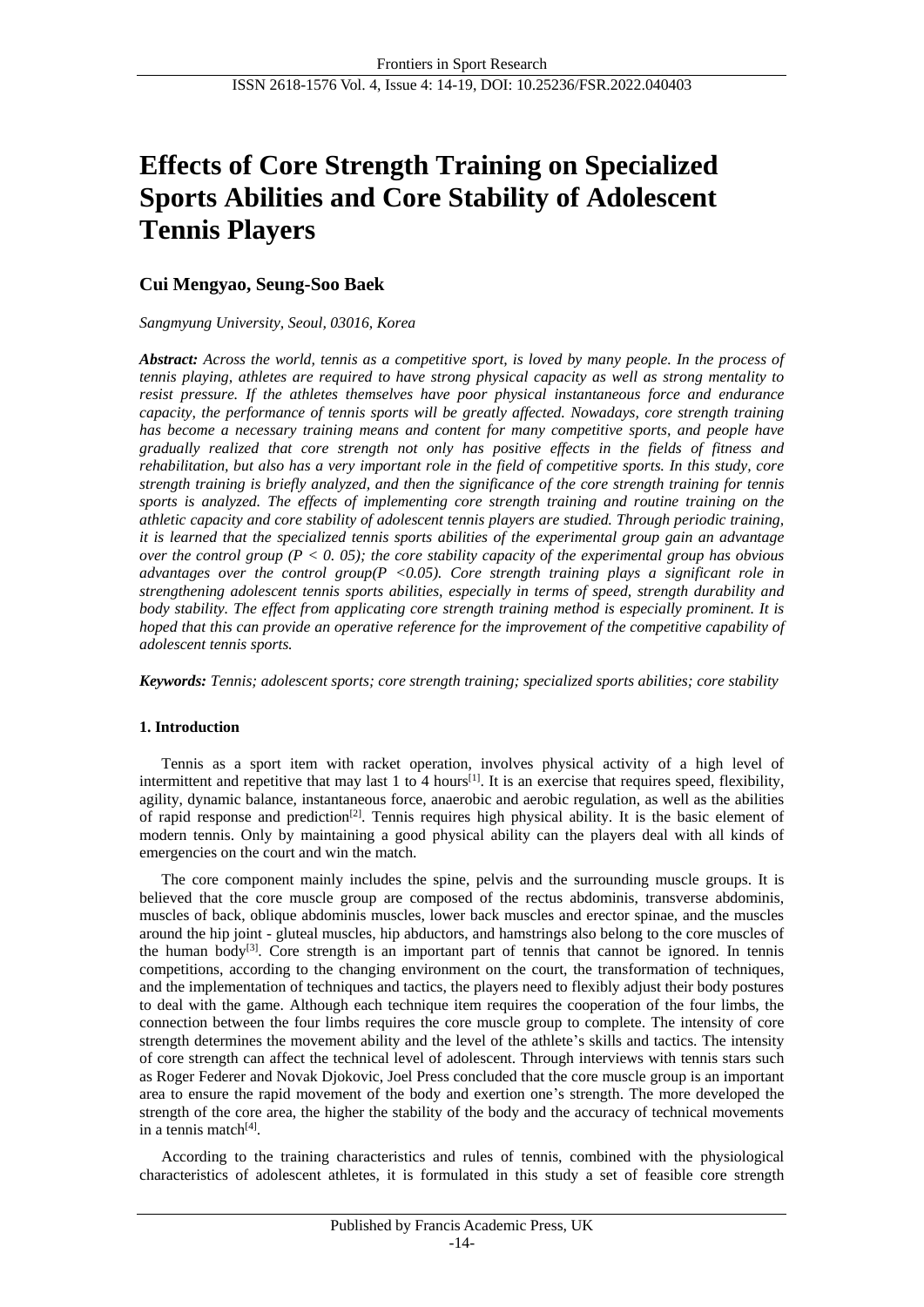# Effects of Core Strength Training on Specialized Sports Abilities and Core Stability of Adolescent Tennis Players

## Cui Mengyao, Seung-Soo Baek

*Sangmyung University, Seoul, 03016, Korea*

***Abstract:*** *Across the world, tennis as a competitive sport, is loved by many people. In the process of tennis playing, athletes are required to have strong physical capacity as well as strong mentality to resist pressure. If the athletes themselves have poor physical instantaneous force and endurance capacity, the performance of tennis sports will be greatly affected. Nowadays, core strength training has become a necessary training means and content for many competitive sports, and people have gradually realized that core strength not only has positive effects in the fields of fitness and rehabilitation, but also has a very important role in the field of competitive sports. In this study, core strength training is briefly analyzed, and then the significance of the core strength training for tennis sports is analyzed. The effects of implementing core strength training and routine training on the athletic capacity and core stability of adolescent tennis players are studied. Through periodic training, it is learned that the specialized tennis sports abilities of the experimental group gain an advantage over the control group ($P < 0.05$); the core stability capacity of the experimental group has obvious advantages over the control group($P < 0.05$). Core strength training plays a significant role in strengthening adolescent tennis sports abilities, especially in terms of speed, strength durability and body stability. The effect from applying core strength training method is especially prominent. It is hoped that this can provide an operative reference for the improvement of the competitive capability of adolescent tennis sports.*

***Keywords:*** *Tennis; adolescent sports; core strength training; specialized sports abilities; core stability*

### 1. Introduction

Tennis as a sport item with racket operation, involves physical activity of a high level of intermittent and repetitive that may last 1 to 4 hours[1]. It is an exercise that requires speed, flexibility, agility, dynamic balance, instantaneous force, anaerobic and aerobic regulation, as well as the abilities of rapid response and prediction[2]. Tennis requires high physical ability. It is the basic element of modern tennis. Only by maintaining a good physical ability can the players deal with all kinds of emergencies on the court and win the match.

The core component mainly includes the spine, pelvis and the surrounding muscle groups. It is believed that the core muscle group are composed of the rectus abdominis, transverse abdominis, muscles of back, oblique abdominis muscles, lower back muscles and erector spinae, and the muscles around the hip joint - gluteal muscles, hip abductors, and hamstrings also belong to the core muscles of the human body[3]. Core strength is an important part of tennis that cannot be ignored. In tennis competitions, according to the changing environment on the court, the transformation of techniques, and the implementation of techniques and tactics, the players need to flexibly adjust their body postures to deal with the game. Although each technique item requires the cooperation of the four limbs, the connection between the four limbs requires the core muscle group to complete. The intensity of core strength determines the movement ability and the level of the athlete's skills and tactics. The intensity of core strength can affect the technical level of adolescent. Through interviews with tennis stars such as Roger Federer and Novak Djokovic, Joel Press concluded that the core muscle group is an important area to ensure the rapid movement of the body and exertion one's strength. The more developed the strength of the core area, the higher the stability of the body and the accuracy of technical movements in a tennis match[4].

According to the training characteristics and rules of tennis, combined with the physiological characteristics of adolescent athletes, it is formulated in this study a set of feasible core strength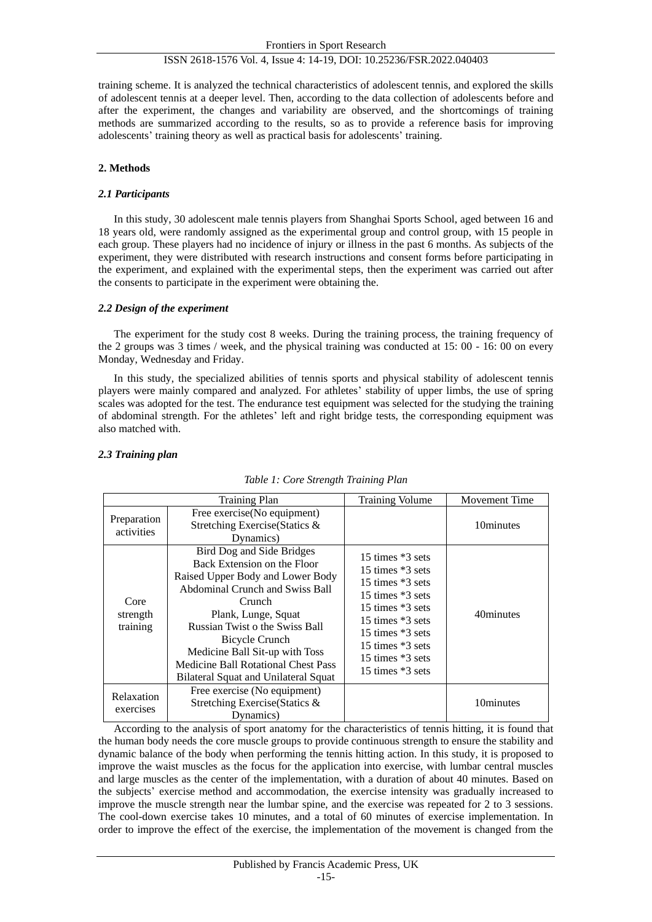training scheme. It is analyzed the technical characteristics of adolescent tennis, and explored the skills of adolescent tennis at a deeper level. Then, according to the data collection of adolescents before and after the experiment, the changes and variability are observed, and the shortcomings of training methods are summarized according to the results, so as to provide a reference basis for improving adolescents' training theory as well as practical basis for adolescents' training.

## 2. Methods

### *2.1 Participants*

In this study, 30 adolescent male tennis players from Shanghai Sports School, aged between 16 and 18 years old, were randomly assigned as the experimental group and control group, with 15 people in each group. These players had no incidence of injury or illness in the past 6 months. As subjects of the experiment, they were distributed with research instructions and consent forms before participating in the experiment, and explained with the experimental steps, then the experiment was carried out after the consents to participate in the experiment were obtaining the.

### *2.2 Design of the experiment*

The experiment for the study cost 8 weeks. During the training process, the training frequency of the 2 groups was 3 times / week, and the physical training was conducted at 15: 00 - 16: 00 on every Monday, Wednesday and Friday.

In this study, the specialized abilities of tennis sports and physical stability of adolescent tennis players were mainly compared and analyzed. For athletes' stability of upper limbs, the use of spring scales was adopted for the test. The endurance test equipment was selected for the studying the training of abdominal strength. For the athletes' left and right bridge tests, the corresponding equipment was also matched with.

### *2.3 Training plan*

*Table 1: Core Strength Training Plan*

| Training Plan | | Training Volume | Movement Time |
|---|---|---|---|
| Preparation activities | Free exercise(No equipment)<br>Stretching Exercise(Statics & Dynamics) | | 10minutes |
| Core strength training | Bird Dog and Side Bridges<br>Back Extension on the Floor<br>Raised Upper Body and Lower Body<br>Abdominal Crunch and Swiss Ball Crunch<br>Plank, Lunge, Squat<br>Russian Twist o the Swiss Ball<br>Bicycle Crunch<br>Medicine Ball Sit-up with Toss<br>Medicine Ball Rotational Chest Pass<br>Bilateral Squat and Unilateral Squat | 15 times *3 sets<br>15 times *3 sets<br>15 times *3 sets<br>15 times *3 sets<br>15 times *3 sets<br>15 times *3 sets<br>15 times *3 sets<br>15 times *3 sets<br>15 times *3 sets<br>15 times *3 sets | 40minutes |
| Relaxation exercises | Free exercise (No equipment)<br>Stretching Exercise(Statics & Dynamics) | | 10minutes |

According to the analysis of sport anatomy for the characteristics of tennis hitting, it is found that the human body needs the core muscle groups to provide continuous strength to ensure the stability and dynamic balance of the body when performing the tennis hitting action. In this study, it is proposed to improve the waist muscles as the focus for the application into exercise, with lumbar central muscles and large muscles as the center of the implementation, with a duration of about 40 minutes. Based on the subjects' exercise method and accommodation, the exercise intensity was gradually increased to improve the muscle strength near the lumbar spine, and the exercise was repeated for 2 to 3 sessions. The cool-down exercise takes 10 minutes, and a total of 60 minutes of exercise implementation. In order to improve the effect of the exercise, the implementation of the movement is changed from the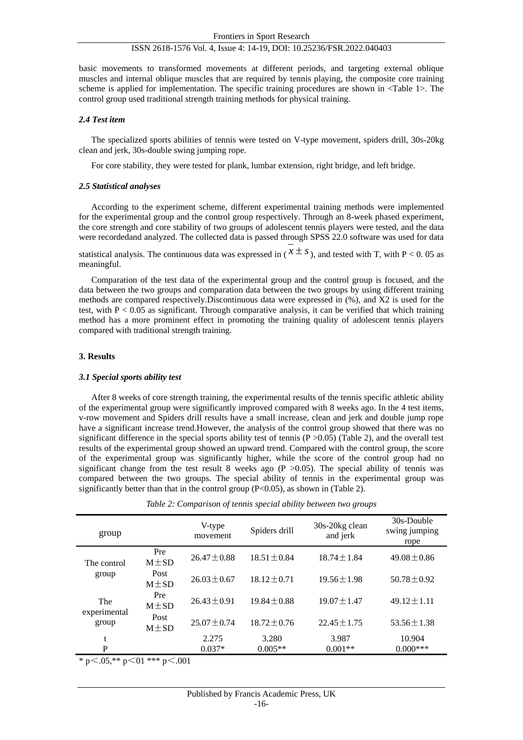basic movements to transformed movements at different periods, and targeting external oblique muscles and internal oblique muscles that are required by tennis playing, the composite core training scheme is applied for implementation. The specific training procedures are shown in <Table 1>. The control group used traditional strength training methods for physical training.

### *2.4 Test item*

The specialized sports abilities of tennis were tested on V-type movement, spiders drill, 30s-20kg clean and jerk, 30s-double swing jumping rope.

For core stability, they were tested for plank, lumbar extension, right bridge, and left bridge.

### *2.5 Statistical analyses*

According to the experiment scheme, different experimental training methods were implemented for the experimental group and the control group respectively. Through an 8-week phased experiment, the core strength and core stability of two groups of adolescent tennis players were tested, and the data were recordedand analyzed. The collected data is passed through SPSS 22.0 software was used for data statistical analysis. The continuous data was expressed in ( $\bar{x} \pm s$ ), and tested with T, with P < 0. 05 as meaningful.

Comparation of the test data of the experimental group and the control group is focused, and the data between the two groups and comparation data between the two groups by using different training methods are compared respectively.Discontinuous data were expressed in (%), and X2 is used for the test, with $P < 0.05$ as significant. Through comparative analysis, it can be verified that which training method has a more prominent effect in promoting the training quality of adolescent tennis players compared with traditional strength training.

## 3. Results

### *3.1 Special sports ability test*

After 8 weeks of core strength training, the experimental results of the tennis specific athletic ability of the experimental group were significantly improved compared with 8 weeks ago. In the 4 test items, v-row movement and Spiders drill results have a small increase, clean and jerk and double jump rope have a significant increase trend.However, the analysis of the control group showed that there was no significant difference in the special sports ability test of tennis ($P > 0.05$) (Table 2), and the overall test results of the experimental group showed an upward trend. Compared with the control group, the score of the experimental group was significantly higher, while the score of the control group had no significant change from the test result 8 weeks ago ($P > 0.05$). The special ability of tennis was compared between the two groups. The special ability of tennis in the experimental group was significantly better than that in the control group ($P<0.05$), as shown in (Table 2).

*Table 2: Comparison of tennis special ability between two groups*

| group | | V-type movement | Spiders drill | 30s-20kg clean and jerk | 30s-Double swing jumping rope |
|---|---|---|---|---|---|
| The control group | Pre M±SD | 26.47±0.88 | 18.51±0.84 | 18.74±1.84 | 49.08±0.86 |
| | Post M±SD | 26.03±0.67 | 18.12±0.71 | 19.56±1.98 | 50.78±0.92 |
| The experimental group | Pre M±SD | 26.43±0.91 | 19.84±0.88 | 19.07±1.47 | 49.12±1.11 |
| | Post M±SD | 25.07±0.74 | 18.72±0.76 | 22.45±1.75 | 53.56±1.38 |
| t | | 2.275 | 3.280 | 3.987 | 10.904 |
| P | | 0.037* | 0.005** | 0.001** | 0.000*** |

* p<.05,** p<01 *** p<.001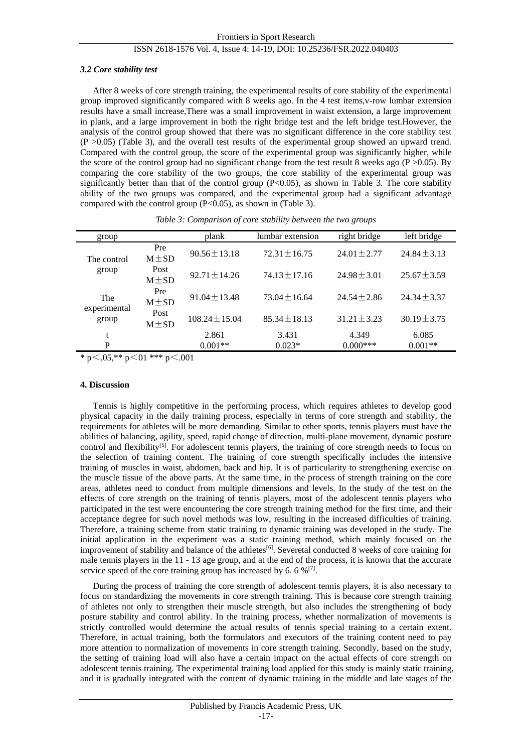### *3.2 Core stability test*

After 8 weeks of core strength training, the experimental results of core stability of the experimental group improved significantly compared with 8 weeks ago. In the 4 test items,v-row lumbar extension results have a small increase,There was a small improvement in waist extension, a large improvement in plank, and a large improvement in both the right bridge test and the left bridge test.However, the analysis of the control group showed that there was no significant difference in the core stability test ($P > 0.05$) (Table 3), and the overall test results of the experimental group showed an upward trend. Compared with the control group, the score of the experimental group was significantly higher, while the score of the control group had no significant change from the test result 8 weeks ago ($P > 0.05$). By comparing the core stability of the two groups, the core stability of the experimental group was significantly better than that of the control group ($P<0.05$), as shown in Table 3. The core stability ability of the two groups was compared, and the experimental group had a significant advantage compared with the control group ($P<0.05$), as shown in (Table 3).

*Table 3: Comparison of core stability between the two groups*

| group | | plank | lumbar extension | right bridge | left bridge |
|---|---|---|---|---|---|
| The control group | Pre M±SD | 90.56±13.18 | 72.31±16.75 | 24.01±2.77 | 24.84±3.13 |
| | Post M±SD | 92.71±14.26 | 74.13±17.16 | 24.98±3.01 | 25.67±3.59 |
| The experimental group | Pre M±SD | 91.04±13.48 | 73.04±16.64 | 24.54±2.86 | 24.34±3.37 |
| | Post M±SD | 108.24±15.04 | 85.34±18.13 | 31.21±3.23 | 30.19±3.75 |
| t | | 2.861 | 3.431 | 4.349 | 6.085 |
| P | | 0.001** | 0.023* | 0.000*** | 0.001** |

* p＜.05,** p＜01 *** p＜.001

#### 4. Discussion

Tennis is highly competitive in the performing process, which requires athletes to develop good physical capacity in the daily training process, especially in terms of core strength and stability, the requirements for athletes will be more demanding. Similar to other sports, tennis players must have the abilities of balancing, agility, speed, rapid change of direction, multi-plane movement, dynamic posture control and flexibility[5]. For adolescent tennis players, the training of core strength needs to focus on the selection of training content. The training of core strength specifically includes the intensive training of muscles in waist, abdomen, back and hip. It is of particularity to strengthening exercise on the muscle tissue of the above parts. At the same time, in the process of strength training on the core areas, athletes need to conduct from multiple dimensions and levels. In the study of the test on the effects of core strength on the training of tennis players, most of the adolescent tennis players who participated in the test were encountering the core strength training method for the first time, and their acceptance degree for such novel methods was low, resulting in the increased difficulties of training. Therefore, a training scheme from static training to dynamic training was developed in the study. The initial application in the experiment was a static training method, which mainly focused on the improvement of stability and balance of the athletes[6]. Severetal conducted 8 weeks of core training for male tennis players in the 11 - 13 age group, and at the end of the process, it is known that the accurate service speed of the core training group has increased by 6. 6 %[7].

During the process of training the core strength of adolescent tennis players, it is also necessary to focus on standardizing the movements in core strength training. This is because core strength training of athletes not only to strengthen their muscle strength, but also includes the strengthening of body posture stability and control ability. In the training process, whether normalization of movements is strictly controlled would determine the actual results of tennis special training to a certain extent. Therefore, in actual training, both the formulators and executors of the training content need to pay more attention to normalization of movements in core strength training. Secondly, based on the study, the setting of training load will also have a certain impact on the actual effects of core strength on adolescent tennis training. The experimental training load applied for this study is mainly static training, and it is gradually integrated with the content of dynamic training in the middle and late stages of the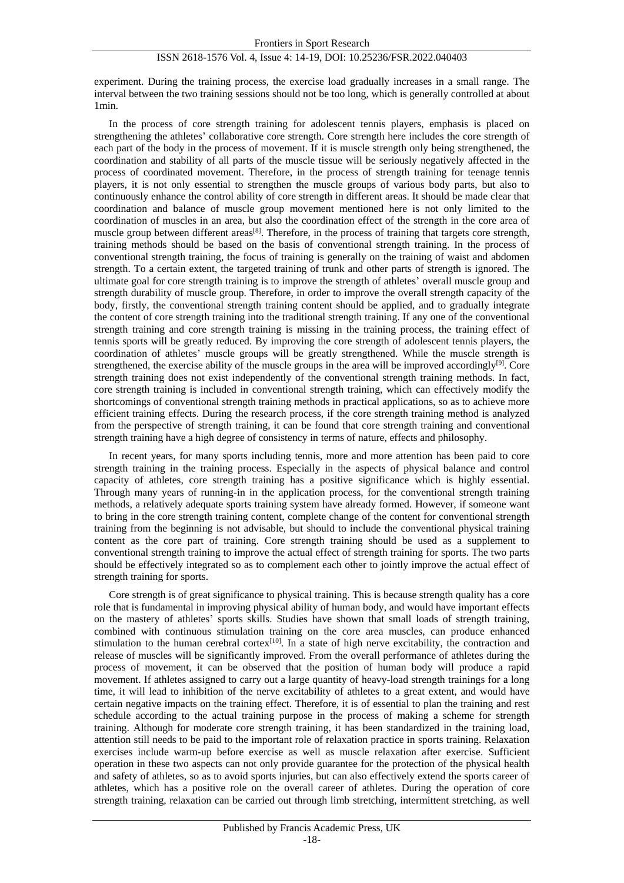experiment. During the training process, the exercise load gradually increases in a small range. The interval between the two training sessions should not be too long, which is generally controlled at about 1min.

In the process of core strength training for adolescent tennis players, emphasis is placed on strengthening the athletes' collaborative core strength. Core strength here includes the core strength of each part of the body in the process of movement. If it is muscle strength only being strengthened, the coordination and stability of all parts of the muscle tissue will be seriously negatively affected in the process of coordinated movement. Therefore, in the process of strength training for teenage tennis players, it is not only essential to strengthen the muscle groups of various body parts, but also to continuously enhance the control ability of core strength in different areas. It should be made clear that coordination and balance of muscle group movement mentioned here is not only limited to the coordination of muscles in an area, but also the coordination effect of the strength in the core area of muscle group between different areas[8]. Therefore, in the process of training that targets core strength, training methods should be based on the basis of conventional strength training. In the process of conventional strength training, the focus of training is generally on the training of waist and abdomen strength. To a certain extent, the targeted training of trunk and other parts of strength is ignored. The ultimate goal for core strength training is to improve the strength of athletes' overall muscle group and strength durability of muscle group. Therefore, in order to improve the overall strength capacity of the body, firstly, the conventional strength training content should be applied, and to gradually integrate the content of core strength training into the traditional strength training. If any one of the conventional strength training and core strength training is missing in the training process, the training effect of tennis sports will be greatly reduced. By improving the core strength of adolescent tennis players, the coordination of athletes' muscle groups will be greatly strengthened. While the muscle strength is strengthened, the exercise ability of the muscle groups in the area will be improved accordingly[9]. Core strength training does not exist independently of the conventional strength training methods. In fact, core strength training is included in conventional strength training, which can effectively modify the shortcomings of conventional strength training methods in practical applications, so as to achieve more efficient training effects. During the research process, if the core strength training method is analyzed from the perspective of strength training, it can be found that core strength training and conventional strength training have a high degree of consistency in terms of nature, effects and philosophy.

In recent years, for many sports including tennis, more and more attention has been paid to core strength training in the training process. Especially in the aspects of physical balance and control capacity of athletes, core strength training has a positive significance which is highly essential. Through many years of running-in in the application process, for the conventional strength training methods, a relatively adequate sports training system have already formed. However, if someone want to bring in the core strength training content, complete change of the content for conventional strength training from the beginning is not advisable, but should to include the conventional physical training content as the core part of training. Core strength training should be used as a supplement to conventional strength training to improve the actual effect of strength training for sports. The two parts should be effectively integrated so as to complement each other to jointly improve the actual effect of strength training for sports.

Core strength is of great significance to physical training. This is because strength quality has a core role that is fundamental in improving physical ability of human body, and would have important effects on the mastery of athletes' sports skills. Studies have shown that small loads of strength training, combined with continuous stimulation training on the core area muscles, can produce enhanced stimulation to the human cerebral cortex[10]. In a state of high nerve excitability, the contraction and release of muscles will be significantly improved. From the overall performance of athletes during the process of movement, it can be observed that the position of human body will produce a rapid movement. If athletes assigned to carry out a large quantity of heavy-load strength trainings for a long time, it will lead to inhibition of the nerve excitability of athletes to a great extent, and would have certain negative impacts on the training effect. Therefore, it is of essential to plan the training and rest schedule according to the actual training purpose in the process of making a scheme for strength training. Although for moderate core strength training, it has been standardized in the training load, attention still needs to be paid to the important role of relaxation practice in sports training. Relaxation exercises include warm-up before exercise as well as muscle relaxation after exercise. Sufficient operation in these two aspects can not only provide guarantee for the protection of the physical health and safety of athletes, so as to avoid sports injuries, but can also effectively extend the sports career of athletes, which has a positive role on the overall career of athletes. During the operation of core strength training, relaxation can be carried out through limb stretching, intermittent stretching, as well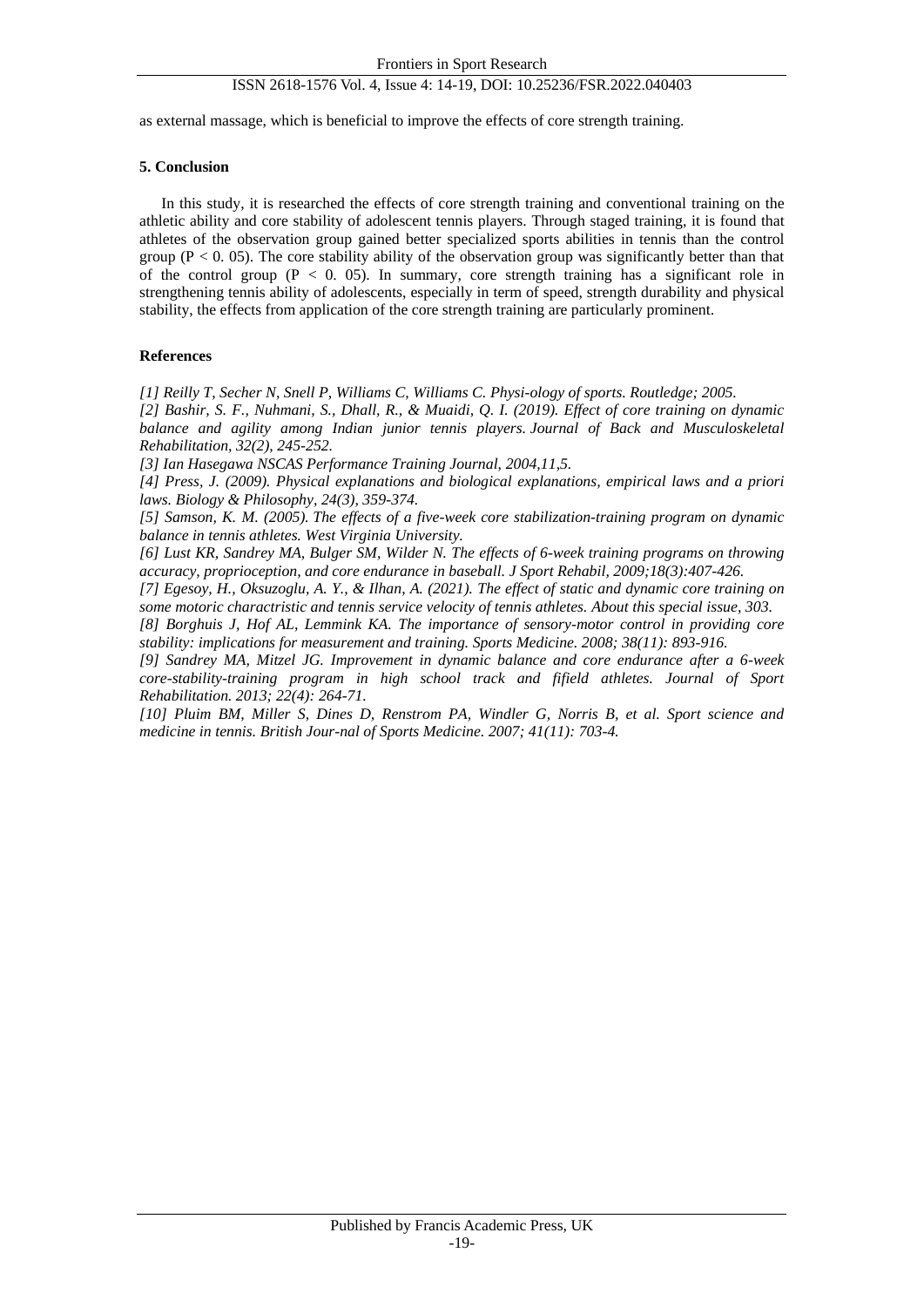as external massage, which is beneficial to improve the effects of core strength training.

## 5. Conclusion

In this study, it is researched the effects of core strength training and conventional training on the athletic ability and core stability of adolescent tennis players. Through staged training, it is found that athletes of the observation group gained better specialized sports abilities in tennis than the control group ($P < 0.05$). The core stability ability of the observation group was significantly better than that of the control group ($P < 0.05$). In summary, core strength training has a significant role in strengthening tennis ability of adolescents, especially in term of speed, strength durability and physical stability, the effects from application of the core strength training are particularly prominent.

## References

*[1] Reilly T, Secher N, Snell P, Williams C, Williams C. Physi-ology of sports. Routledge; 2005.*

*[2] Bashir, S. F., Nuhmani, S., Dhall, R., & Muaidi, Q. I. (2019). Effect of core training on dynamic balance and agility among Indian junior tennis players. Journal of Back and Musculoskeletal Rehabilitation, 32(2), 245-252.*

*[3] Ian Hasegawa NSCAS Performance Training Journal, 2004,11,5.*

*[4] Press, J. (2009). Physical explanations and biological explanations, empirical laws and a priori laws. Biology & Philosophy, 24(3), 359-374.*

*[5] Samson, K. M. (2005). The effects of a five-week core stabilization-training program on dynamic balance in tennis athletes. West Virginia University.*

*[6] Lust KR, Sandrey MA, Bulger SM, Wilder N. The effects of 6-week training programs on throwing accuracy, proprioception, and core endurance in baseball. J Sport Rehabil, 2009;18(3):407-426.*

*[7] Egesoy, H., Oksuzoglu, A. Y., & Ilhan, A. (2021). The effect of static and dynamic core training on some motoric charactristic and tennis service velocity of tennis athletes. About this special issue, 303.*

*[8] Borghuis J, Hof AL, Lemmink KA. The importance of sensory-motor control in providing core stability: implications for measurement and training. Sports Medicine. 2008; 38(11): 893-916.*

*[9] Sandrey MA, Mitzel JG. Improvement in dynamic balance and core endurance after a 6-week core-stability-training program in high school track and fifield athletes. Journal of Sport Rehabilitation. 2013; 22(4): 264-71.*

*[10] Pluim BM, Miller S, Dines D, Renstrom PA, Windler G, Norris B, et al. Sport science and medicine in tennis. British Jour-nal of Sports Medicine. 2007; 41(11): 703-4.*